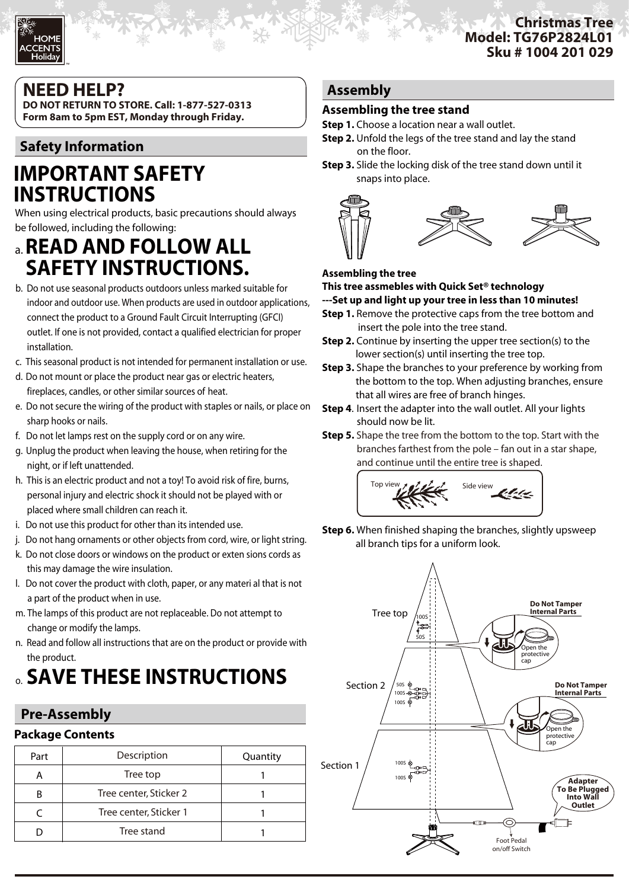**Christmas Tree**
**Model: TG76P2824L01**
**Sku # 1004 201 029**

## NEED HELP?

**DO NOT RETURN TO STORE. Call: 1-877-527-0313**
**Form 8am to 5pm EST, Monday through Friday.**

## Safety Information

# IMPORTANT SAFETY INSTRUCTIONS

When using electrical products, basic precautions should always be followed, including the following:

a. **READ AND FOLLOW ALL SAFETY INSTRUCTIONS.**

b. Do not use seasonal products outdoors unless marked suitable for indoor and outdoor use. When products are used in outdoor applications, connect the product to a Ground Fault Circuit Interrupting (GFCI) outlet. If one is not provided, contact a qualified electrician for proper installation.

c. This seasonal product is not intended for permanent installation or use.

d. Do not mount or place the product near gas or electric heaters, fireplaces, candles, or other similar sources of heat.

e. Do not secure the wiring of the product with staples or nails, or place on sharp hooks or nails.

f. Do not let lamps rest on the supply cord or on any wire.

g. Unplug the product when leaving the house, when retiring for the night, or if left unattended.

h. This is an electric product and not a toy! To avoid risk of fire, burns, personal injury and electric shock it should not be played with or placed where small children can reach it.

i. Do not use this product for other than its intended use.

j. Do not hang ornaments or other objects from cord, wire, or light string.

k. Do not close doors or windows on the product or exten sions cords as this may damage the wire insulation.

l. Do not cover the product with cloth, paper, or any materi al that is not a part of the product when in use.

m. The lamps of this product are not replaceable. Do not attempt to change or modify the lamps.

n. Read and follow all instructions that are on the product or provide with the product.

o. **SAVE THESE INSTRUCTIONS**

## Pre-Assembly

### Package Contents

| Part | Description | Quantity |
|---|---|---|
| A | Tree top | 1 |
| B | Tree center, Sticker 2 | 1 |
| C | Tree center, Sticker 1 | 1 |
| D | Tree stand | 1 |

## Assembly

### Assembling the tree stand

**Step 1.** Choose a location near a wall outlet.

**Step 2.** Unfold the legs of the tree stand and lay the stand on the floor.

**Step 3.** Slide the locking disk of the tree stand down until it snaps into place.

**Assembling the tree**

**This tree assmebles with Quick Set® technology**

**---Set up and light up your tree in less than 10 minutes!**

**Step 1.** Remove the protective caps from the tree bottom and insert the pole into the tree stand.

**Step 2.** Continue by inserting the upper tree section(s) to the lower section(s) until inserting the tree top.

**Step 3.** Shape the branches to your preference by working from the bottom to the top. When adjusting branches, ensure that all wires are free of branch hinges.

**Step 4**. Insert the adapter into the wall outlet. All your lights should now be lit.

**Step 5.** Shape the tree from the bottom to the top. Start with the branches farthest from the pole – fan out in a star shape, and continue until the entire tree is shaped.

Top view Side view

**Step 6.** When finished shaping the branches, slightly upsweep all branch tips for a uniform look.

Tree top 100S 50S

**Do Not Tamper Internal Parts**

Open the protective cap

Section 2 50S 100S 100S

**Do Not Tamper Internal Parts**

Open the protective cap

Section 1 100S 100S

**Adapter To Be Plugged Into Wall Outlet**

Foot Pedal on/off Switch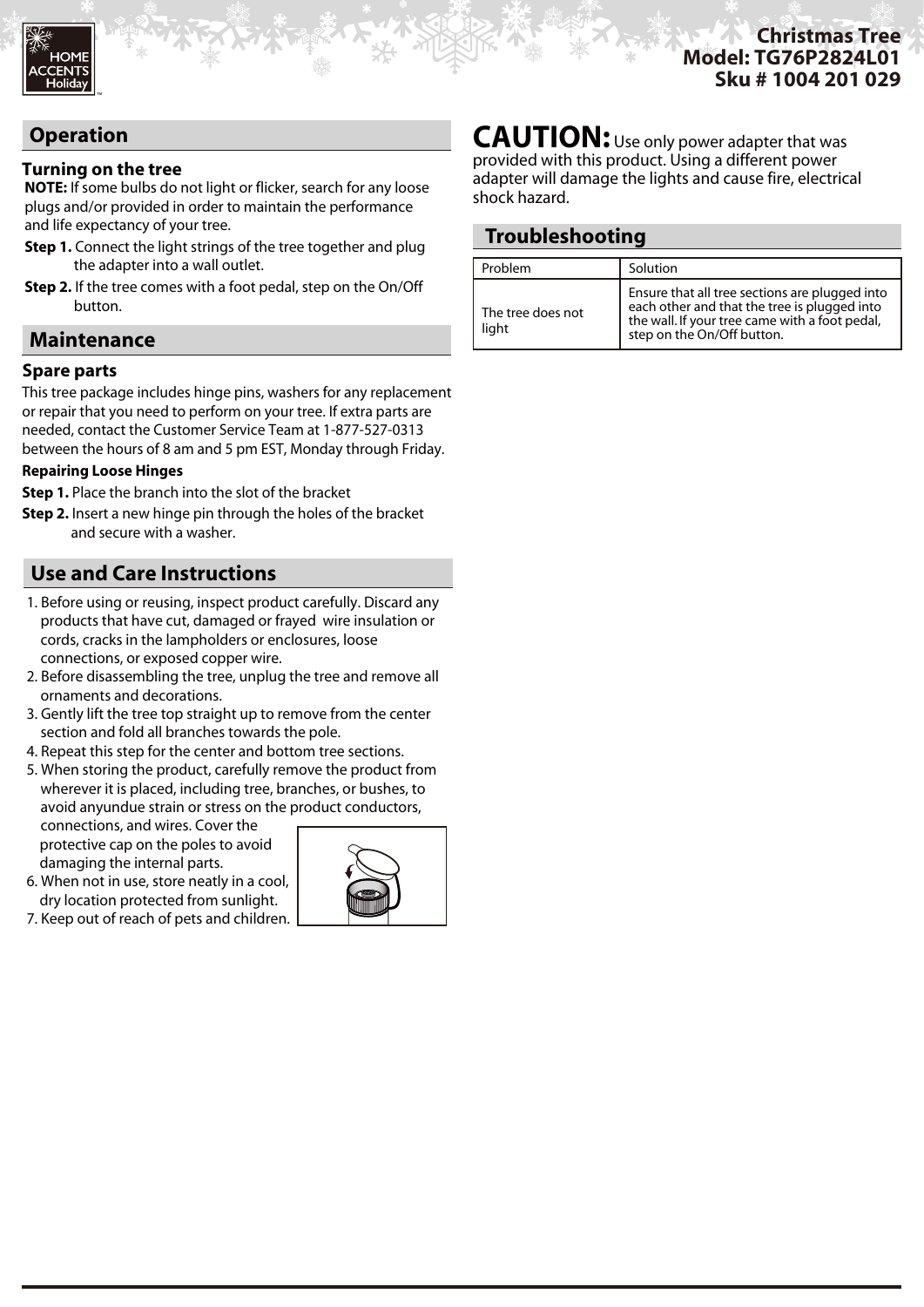Christmas Tree
Model: TG76P2824L01
Sku # 1004 201 029

## Operation

### Turning on the tree

**NOTE:** If some bulbs do not light or flicker, search for any loose plugs and/or provided in order to maintain the performance and life expectancy of your tree.

**Step 1.** Connect the light strings of the tree together and plug the adapter into a wall outlet.

**Step 2.** If the tree comes with a foot pedal, step on the On/Off button.

## Maintenance

### Spare parts

This tree package includes hinge pins, washers for any replacement or repair that you need to perform on your tree. If extra parts are needed, contact the Customer Service Team at 1-877-527-0313 between the hours of 8 am and 5 pm EST, Monday through Friday.

**Repairing Loose Hinges**

**Step 1.** Place the branch into the slot of the bracket

**Step 2.** Insert a new hinge pin through the holes of the bracket and secure with a washer.

## Use and Care Instructions

1. Before using or reusing, inspect product carefully. Discard any products that have cut, damaged or frayed wire insulation or cords, cracks in the lampholders or enclosures, loose connections, or exposed copper wire.
2. Before disassembling the tree, unplug the tree and remove all ornaments and decorations.
3. Gently lift the tree top straight up to remove from the center section and fold all branches towards the pole.
4. Repeat this step for the center and bottom tree sections.
5. When storing the product, carefully remove the product from wherever it is placed, including tree, branches, or bushes, to avoid anyundue strain or stress on the product conductors, connections, and wires. Cover the protective cap on the poles to avoid damaging the internal parts.
6. When not in use, store neatly in a cool, dry location protected from sunlight.
7. Keep out of reach of pets and children.

**CAUTION:** Use only power adapter that was provided with this product. Using a different power adapter will damage the lights and cause fire, electrical shock hazard.

## Troubleshooting

| Problem | Solution |
| --- | --- |
| The tree does not light | Ensure that all tree sections are plugged into each other and that the tree is plugged into the wall. If your tree came with a foot pedal, step on the On/Off button. |